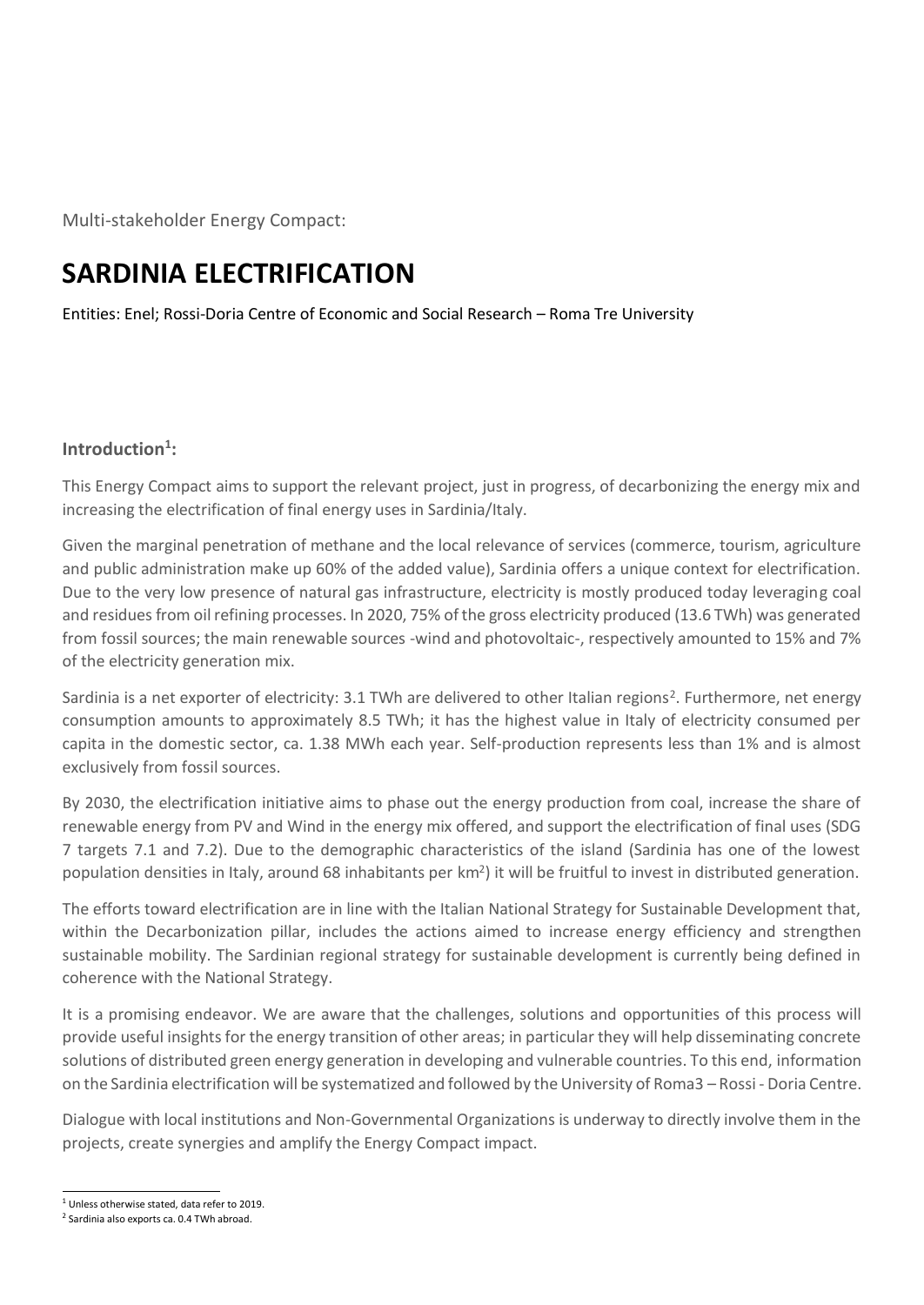Multi-stakeholder Energy Compact:

# SARDINIA ELECTRIFICATION

Entities: Enel; Rossi-Doria Centre of Economic and Social Research – Roma Tre University

## Introduction[1]:

This Energy Compact aims to support the relevant project, just in progress, of decarbonizing the energy mix and increasing the electrification of final energy uses in Sardinia/Italy.

Given the marginal penetration of methane and the local relevance of services (commerce, tourism, agriculture and public administration make up 60% of the added value), Sardinia offers a unique context for electrification. Due to the very low presence of natural gas infrastructure, electricity is mostly produced today leveraging coal and residues from oil refining processes. In 2020, 75% of the gross electricity produced (13.6 TWh) was generated from fossil sources; the main renewable sources -wind and photovoltaic-, respectively amounted to 15% and 7% of the electricity generation mix.

Sardinia is a net exporter of electricity: 3.1 TWh are delivered to other Italian regions[2]. Furthermore, net energy consumption amounts to approximately 8.5 TWh; it has the highest value in Italy of electricity consumed per capita in the domestic sector, ca. 1.38 MWh each year. Self-production represents less than 1% and is almost exclusively from fossil sources.

By 2030, the electrification initiative aims to phase out the energy production from coal, increase the share of renewable energy from PV and Wind in the energy mix offered, and support the electrification of final uses (SDG 7 targets 7.1 and 7.2). Due to the demographic characteristics of the island (Sardinia has one of the lowest population densities in Italy, around 68 inhabitants per km$^2$) it will be fruitful to invest in distributed generation.

The efforts toward electrification are in line with the Italian National Strategy for Sustainable Development that, within the Decarbonization pillar, includes the actions aimed to increase energy efficiency and strengthen sustainable mobility. The Sardinian regional strategy for sustainable development is currently being defined in coherence with the National Strategy.

It is a promising endeavor. We are aware that the challenges, solutions and opportunities of this process will provide useful insights for the energy transition of other areas; in particular they will help disseminating concrete solutions of distributed green energy generation in developing and vulnerable countries. To this end, information on the Sardinia electrification will be systematized and followed by the University of Roma3 – Rossi - Doria Centre.

Dialogue with local institutions and Non-Governmental Organizations is underway to directly involve them in the projects, create synergies and amplify the Energy Compact impact.

[1] Unless otherwise stated, data refer to 2019.

[2] Sardinia also exports ca. 0.4 TWh abroad.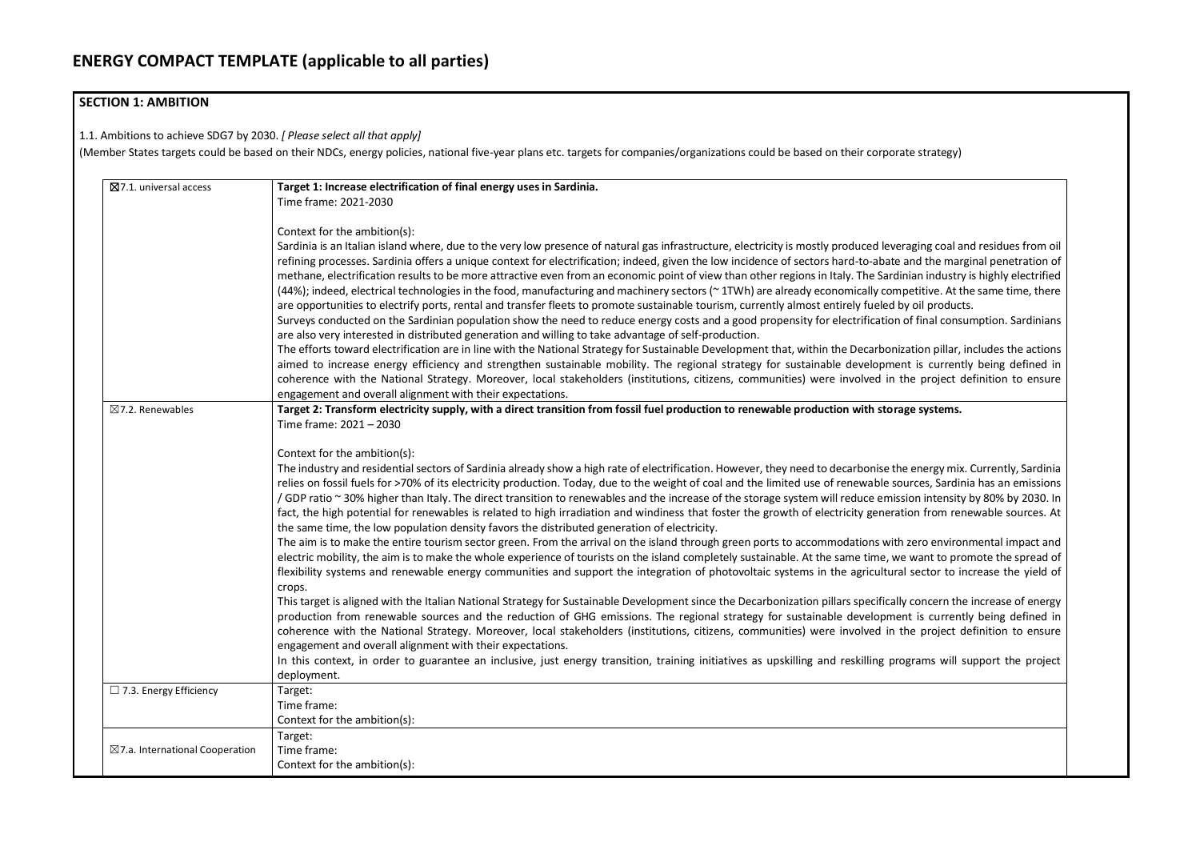# ENERGY COMPACT TEMPLATE (applicable to all parties)

## SECTION 1: AMBITION

1.1. Ambitions to achieve SDG7 by 2030. *[ Please select all that apply]*

(Member States targets could be based on their NDCs, energy policies, national five-year plans etc. targets for companies/organizations could be based on their corporate strategy)

| | |
|---|---|
| ☒7.1. universal access | **Target 1: Increase electrification of final energy uses in Sardinia.**<br>Time frame: 2021-2030<br><br>Context for the ambition(s):<br>Sardinia is an Italian island where, due to the very low presence of natural gas infrastructure, electricity is mostly produced leveraging coal and residues from oil refining processes. Sardinia offers a unique context for electrification; indeed, given the low incidence of sectors hard-to-abate and the marginal penetration of methane, electrification results to be more attractive even from an economic point of view than other regions in Italy. The Sardinian industry is highly electrified (44%); indeed, electrical technologies in the food, manufacturing and machinery sectors (~ 1TWh) are already economically competitive. At the same time, there are opportunities to electrify ports, rental and transfer fleets to promote sustainable tourism, currently almost entirely fueled by oil products.<br>Surveys conducted on the Sardinian population show the need to reduce energy costs and a good propensity for electrification of final consumption. Sardinians are also very interested in distributed generation and willing to take advantage of self-production.<br>The efforts toward electrification are in line with the National Strategy for Sustainable Development that, within the Decarbonization pillar, includes the actions aimed to increase energy efficiency and strengthen sustainable mobility. The regional strategy for sustainable development is currently being defined in coherence with the National Strategy. Moreover, local stakeholders (institutions, citizens, communities) were involved in the project definition to ensure engagement and overall alignment with their expectations. |
| ☒7.2. Renewables | **Target 2: Transform electricity supply, with a direct transition from fossil fuel production to renewable production with storage systems.**<br>Time frame: 2021 – 2030<br><br>Context for the ambition(s):<br>The industry and residential sectors of Sardinia already show a high rate of electrification. However, they need to decarbonise the energy mix. Currently, Sardinia relies on fossil fuels for >70% of its electricity production. Today, due to the weight of coal and the limited use of renewable sources, Sardinia has an emissions / GDP ratio ~ 30% higher than Italy. The direct transition to renewables and the increase of the storage system will reduce emission intensity by 80% by 2030. In fact, the high potential for renewables is related to high irradiation and windiness that foster the growth of electricity generation from renewable sources. At the same time, the low population density favors the distributed generation of electricity.<br>The aim is to make the entire tourism sector green. From the arrival on the island through green ports to accommodations with zero environmental impact and electric mobility, the aim is to make the whole experience of tourists on the island completely sustainable. At the same time, we want to promote the spread of flexibility systems and renewable energy communities and support the integration of photovoltaic systems in the agricultural sector to increase the yield of crops.<br>This target is aligned with the Italian National Strategy for Sustainable Development since the Decarbonization pillars specifically concern the increase of energy production from renewable sources and the reduction of GHG emissions. The regional strategy for sustainable development is currently being defined in coherence with the National Strategy. Moreover, local stakeholders (institutions, citizens, communities) were involved in the project definition to ensure engagement and overall alignment with their expectations.<br>In this context, in order to guarantee an inclusive, just energy transition, training initiatives as upskilling and reskilling programs will support the project deployment. |
| ☐ 7.3. Energy Efficiency | Target:<br>Time frame:<br>Context for the ambition(s): |
| ☒7.a. International Cooperation | Target:<br>Time frame:<br>Context for the ambition(s): |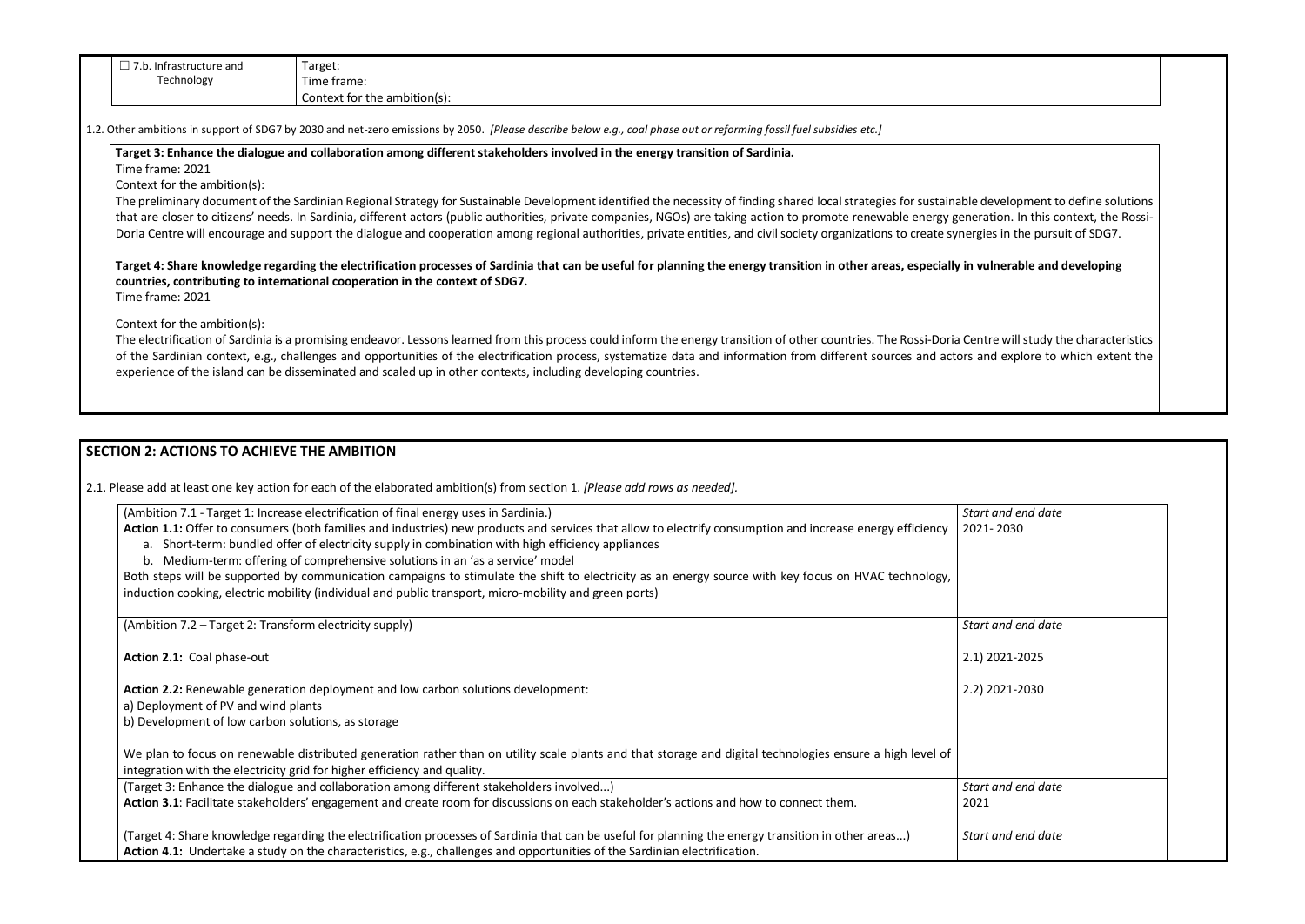| ☐ 7.b. Infrastructure and Technology | Target:<br>Time frame:<br>Context for the ambition(s): |
| --- | --- |

1.2. Other ambitions in support of SDG7 by 2030 and net-zero emissions by 2050. *[Please describe below e.g., coal phase out or reforming fossil fuel subsidies etc.]*

**Target 3: Enhance the dialogue and collaboration among different stakeholders involved in the energy transition of Sardinia.**

Time frame: 2021

Context for the ambition(s):

The preliminary document of the Sardinian Regional Strategy for Sustainable Development identified the necessity of finding shared local strategies for sustainable development to define solutions that are closer to citizens' needs. In Sardinia, different actors (public authorities, private companies, NGOs) are taking action to promote renewable energy generation. In this context, the Rossi-Doria Centre will encourage and support the dialogue and cooperation among regional authorities, private entities, and civil society organizations to create synergies in the pursuit of SDG7.

**Target 4: Share knowledge regarding the electrification processes of Sardinia that can be useful for planning the energy transition in other areas, especially in vulnerable and developing countries, contributing to international cooperation in the context of SDG7.**

Time frame: 2021

Context for the ambition(s):

The electrification of Sardinia is a promising endeavor. Lessons learned from this process could inform the energy transition of other countries. The Rossi-Doria Centre will study the characteristics of the Sardinian context, e.g., challenges and opportunities of the electrification process, systematize data and information from different sources and actors and explore to which extent the experience of the island can be disseminated and scaled up in other contexts, including developing countries.

## SECTION 2: ACTIONS TO ACHIEVE THE AMBITION

2.1. Please add at least one key action for each of the elaborated ambition(s) from section 1. *[Please add rows as needed].*

| Action | Timing |
| --- | --- |
| (Ambition 7.1 - Target 1: Increase electrification of final energy uses in Sardinia.)<br>**Action 1.1:** Offer to consumers (both families and industries) new products and services that allow to electrify consumption and increase energy efficiency<br>a. Short-term: bundled offer of electricity supply in combination with high efficiency appliances<br>b. Medium-term: offering of comprehensive solutions in an 'as a service' model<br>Both steps will be supported by communication campaigns to stimulate the shift to electricity as an energy source with key focus on HVAC technology, induction cooking, electric mobility (individual and public transport, micro-mobility and green ports) | *Start and end date*<br>2021- 2030 |
| (Ambition 7.2 – Target 2: Transform electricity supply)<br><br>**Action 2.1:** Coal phase-out<br><br>**Action 2.2:** Renewable generation deployment and low carbon solutions development:<br>a) Deployment of PV and wind plants<br>b) Development of low carbon solutions, as storage<br><br>We plan to focus on renewable distributed generation rather than on utility scale plants and that storage and digital technologies ensure a high level of integration with the electricity grid for higher efficiency and quality. | *Start and end date*<br><br>2.1) 2021-2025<br><br>2.2) 2021-2030 |
| (Target 3: Enhance the dialogue and collaboration among different stakeholders involved...)<br>**Action 3.1**: Facilitate stakeholders' engagement and create room for discussions on each stakeholder's actions and how to connect them. | *Start and end date*<br>2021 |
| (Target 4: Share knowledge regarding the electrification processes of Sardinia that can be useful for planning the energy transition in other areas...)<br>**Action 4.1:** Undertake a study on the characteristics, e.g., challenges and opportunities of the Sardinian electrification. | *Start and end date* |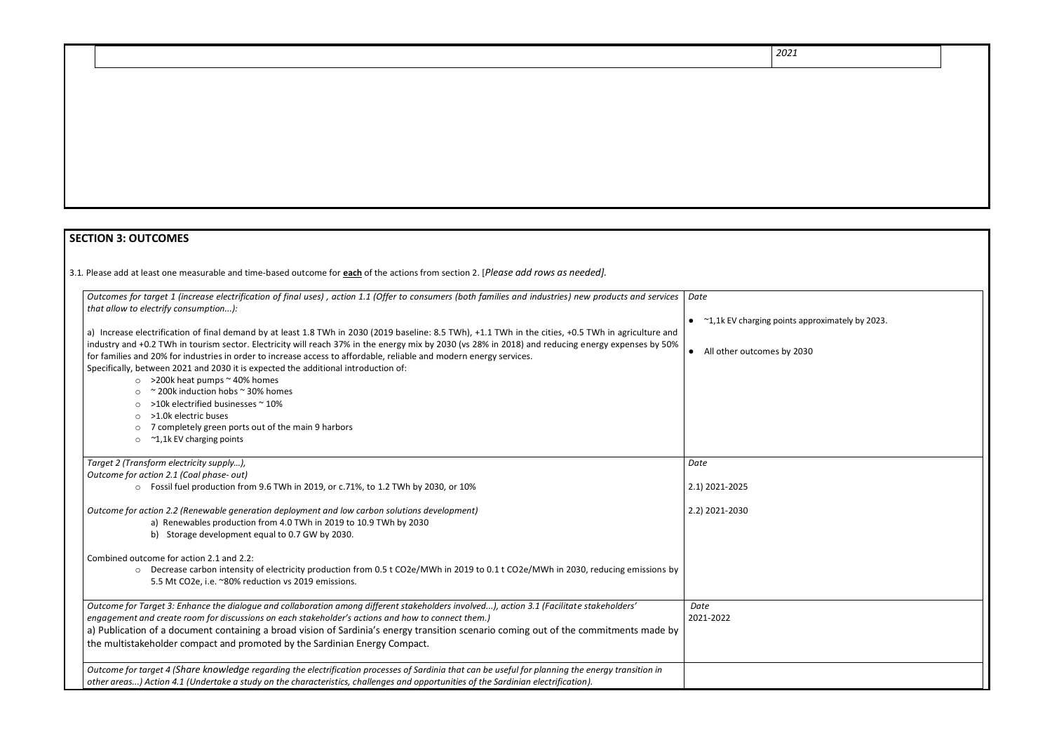| | 2021 |
|---|---|

## SECTION 3: OUTCOMES

3.1. Please add at least one measurable and time-based outcome for **each** of the actions from section 2. [*Please add rows as needed].*

| *Outcomes for target 1 (increase electrification of final uses) , action 1.1 (Offer to consumers (both families and industries) new products and services that allow to electrify consumption...):* | *Date* |
|---|---|
| a) Increase electrification of final demand by at least 1.8 TWh in 2030 (2019 baseline: 8.5 TWh), +1.1 TWh in the cities, +0.5 TWh in agriculture and industry and +0.2 TWh in tourism sector. Electricity will reach 37% in the energy mix by 2030 (vs 28% in 2018) and reducing energy expenses by 50% for families and 20% for industries in order to increase access to affordable, reliable and modern energy services.<br>Specifically, between 2021 and 2030 it is expected the additional introduction of:<br>○ >200k heat pumps ~ 40% homes<br>○ ~ 200k induction hobs ~ 30% homes<br>○ >10k electrified businesses ~ 10%<br>○ >1.0k electric buses<br>○ 7 completely green ports out of the main 9 harbors<br>○ ~1,1k EV charging points | ● ~1,1k EV charging points approximately by 2023.<br><br>● All other outcomes by 2030 |
| *Target 2 (Transform electricity supply…),*<br>*Outcome for action 2.1 (Coal phase- out)*<br>○ Fossil fuel production from 9.6 TWh in 2019, or c.71%, to 1.2 TWh by 2030, or 10%<br><br>*Outcome for action 2.2 (Renewable generation deployment and low carbon solutions development)*<br>a) Renewables production from 4.0 TWh in 2019 to 10.9 TWh by 2030<br>b) Storage development equal to 0.7 GW by 2030.<br><br>Combined outcome for action 2.1 and 2.2:<br>○ Decrease carbon intensity of electricity production from 0.5 t CO2e/MWh in 2019 to 0.1 t CO2e/MWh in 2030, reducing emissions by 5.5 Mt CO2e, i.e. ~80% reduction vs 2019 emissions. | *Date*<br><br>2.1) 2021-2025<br><br>2.2) 2021-2030 |
| *Outcome for Target 3: Enhance the dialogue and collaboration among different stakeholders involved...), action 3.1 (Facilitate stakeholders' engagement and create room for discussions on each stakeholder's actions and how to connect them.)*<br>a) Publication of a document containing a broad vision of Sardinia's energy transition scenario coming out of the commitments made by the multistakeholder compact and promoted by the Sardinian Energy Compact. | *Date*<br>2021-2022 |
| *Outcome for target 4 (Share knowledge regarding the electrification processes of Sardinia that can be useful for planning the energy transition in other areas...) Action 4.1 (Undertake a study on the characteristics, challenges and opportunities of the Sardinian electrification).* | |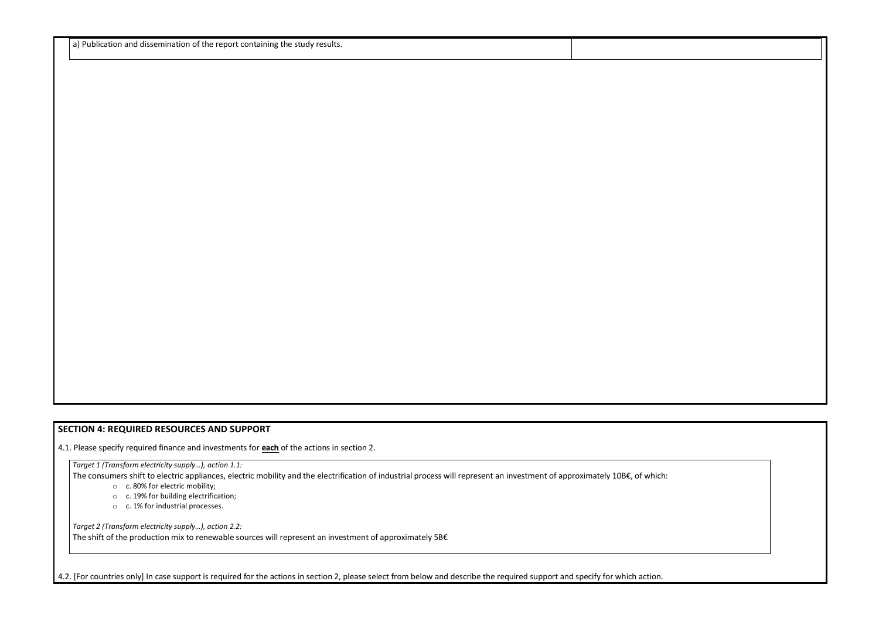| a) Publication and dissemination of the report containing the study results. | |
|---|---|

## SECTION 4: REQUIRED RESOURCES AND SUPPORT

4.1. Please specify required finance and investments for **each** of the actions in section 2.

*Target 1 (Transform electricity supply…), action 1.1:*

The consumers shift to electric appliances, electric mobility and the electrification of industrial process will represent an investment of approximately 10B€, of which:

- c. 80% for electric mobility;
- c. 19% for building electrification;
- c. 1% for industrial processes.

*Target 2 (Transform electricity supply…), action 2.2:*

The shift of the production mix to renewable sources will represent an investment of approximately 5B€

4.2. [For countries only] In case support is required for the actions in section 2, please select from below and describe the required support and specify for which action.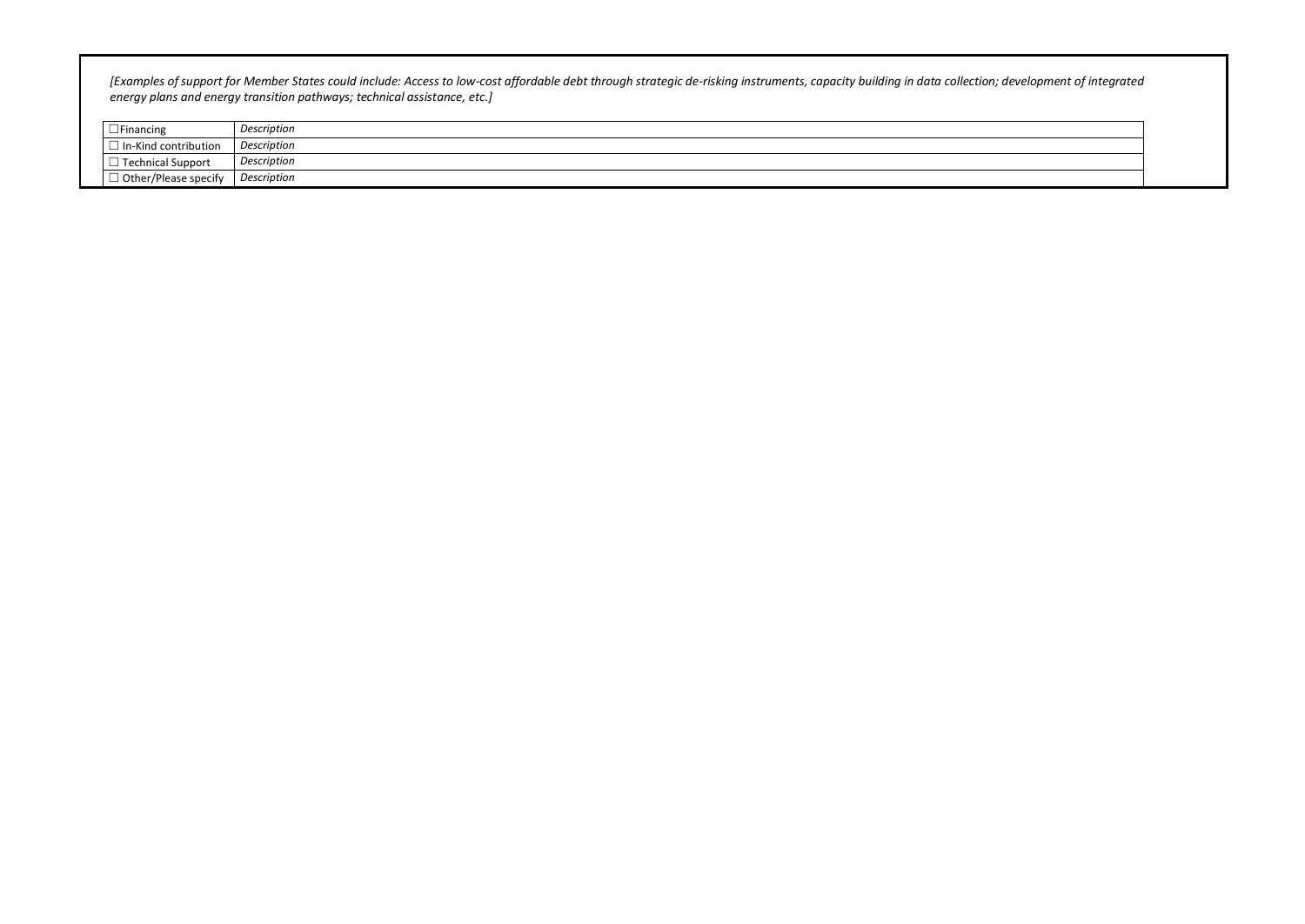*[Examples of support for Member States could include: Access to low-cost affordable debt through strategic de-risking instruments, capacity building in data collection; development of integrated energy plans and energy transition pathways; technical assistance, etc.]*

| | |
|---|---|
| ☐Financing | *Description* |
| ☐ In-Kind contribution | *Description* |
| ☐ Technical Support | *Description* |
| ☐ Other/Please specify | *Description* |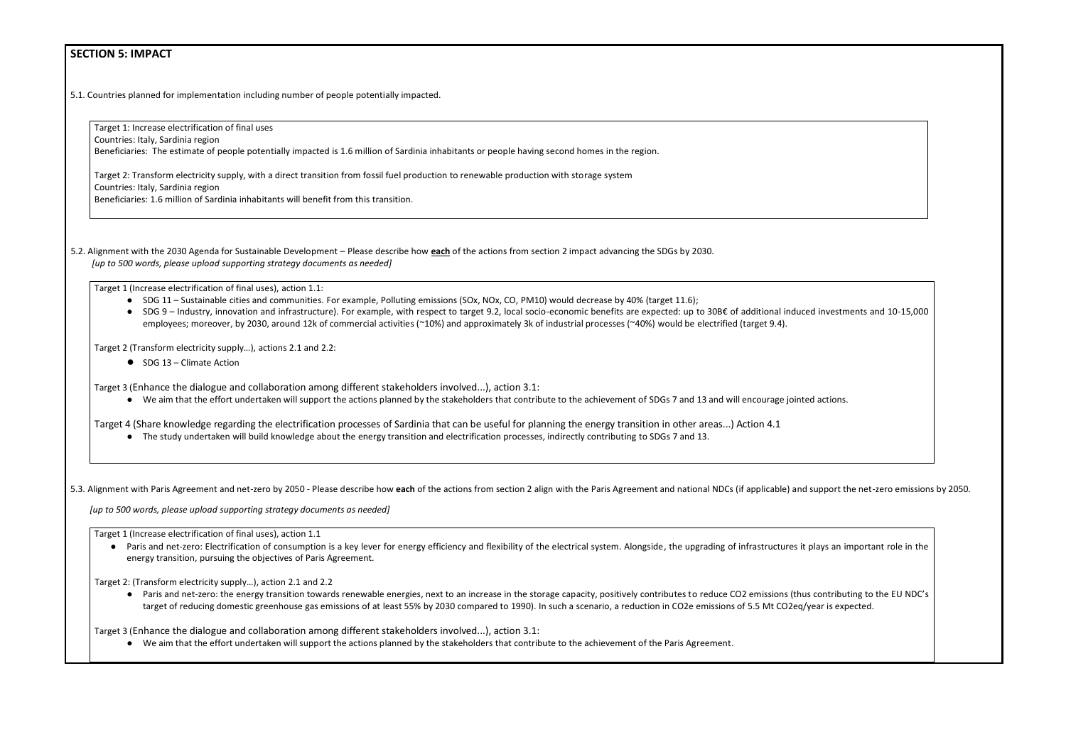## SECTION 5: IMPACT

5.1. Countries planned for implementation including number of people potentially impacted.

Target 1: Increase electrification of final uses
Countries: Italy, Sardinia region
Beneficiaries: The estimate of people potentially impacted is 1.6 million of Sardinia inhabitants or people having second homes in the region.

Target 2: Transform electricity supply, with a direct transition from fossil fuel production to renewable production with storage system
Countries: Italy, Sardinia region
Beneficiaries: 1.6 million of Sardinia inhabitants will benefit from this transition.

5.2. Alignment with the 2030 Agenda for Sustainable Development – Please describe how **each** of the actions from section 2 impact advancing the SDGs by 2030.
*[up to 500 words, please upload supporting strategy documents as needed]*

Target 1 (Increase electrification of final uses), action 1.1:

- SDG 11 – Sustainable cities and communities. For example, Polluting emissions ($SO_x$, $NO_x$, CO, PM10) would decrease by 40% (target 11.6);
- SDG 9 – Industry, innovation and infrastructure). For example, with respect to target 9.2, local socio-economic benefits are expected: up to 30B€ of additional induced investments and 10-15,000 employees; moreover, by 2030, around 12k of commercial activities (~10%) and approximately 3k of industrial processes (~40%) would be electrified (target 9.4).

Target 2 (Transform electricity supply…), actions 2.1 and 2.2:

- SDG 13 – Climate Action

Target 3 (Enhance the dialogue and collaboration among different stakeholders involved...), action 3.1:

- We aim that the effort undertaken will support the actions planned by the stakeholders that contribute to the achievement of SDGs 7 and 13 and will encourage jointed actions.

Target 4 (Share knowledge regarding the electrification processes of Sardinia that can be useful for planning the energy transition in other areas...) Action 4.1

- The study undertaken will build knowledge about the energy transition and electrification processes, indirectly contributing to SDGs 7 and 13.

5.3. Alignment with Paris Agreement and net-zero by 2050 - Please describe how **each** of the actions from section 2 align with the Paris Agreement and national NDCs (if applicable) and support the net-zero emissions by 2050.

*[up to 500 words, please upload supporting strategy documents as needed]*

Target 1 (Increase electrification of final uses), action 1.1

- Paris and net-zero: Electrification of consumption is a key lever for energy efficiency and flexibility of the electrical system. Alongside, the upgrading of infrastructures it plays an important role in the energy transition, pursuing the objectives of Paris Agreement.

Target 2: (Transform electricity supply…), action 2.1 and 2.2

- Paris and net-zero: the energy transition towards renewable energies, next to an increase in the storage capacity, positively contributes to reduce $CO_2$ emissions (thus contributing to the EU NDC's target of reducing domestic greenhouse gas emissions of at least 55% by 2030 compared to 1990). In such a scenario, a reduction in $CO_2e$ emissions of 5.5 Mt $CO_2eq$/year is expected.

Target 3 (Enhance the dialogue and collaboration among different stakeholders involved...), action 3.1:

- We aim that the effort undertaken will support the actions planned by the stakeholders that contribute to the achievement of the Paris Agreement.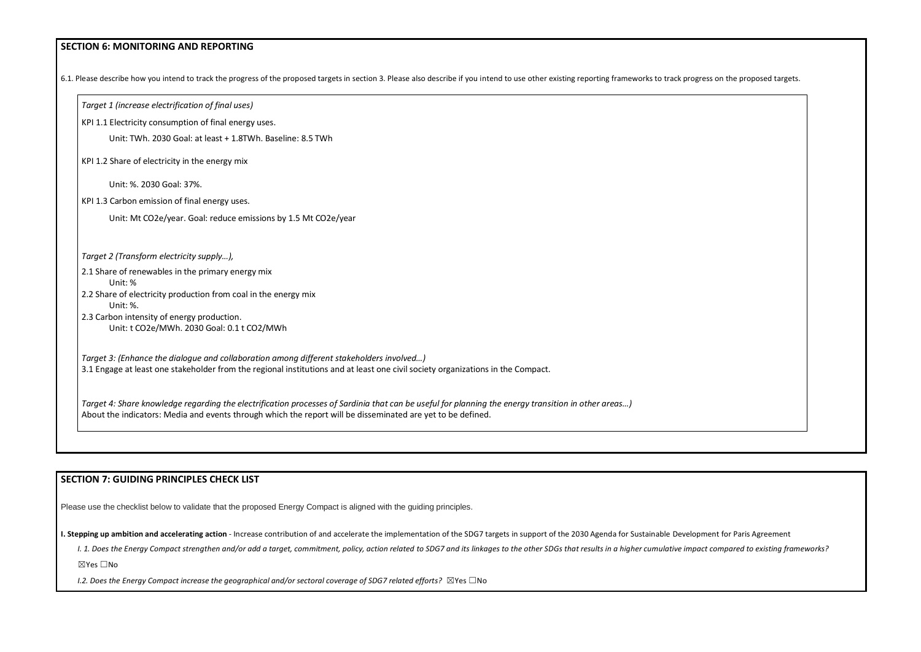## SECTION 6: MONITORING AND REPORTING

6.1. Please describe how you intend to track the progress of the proposed targets in section 3. Please also describe if you intend to use other existing reporting frameworks to track progress on the proposed targets.

*Target 1 (increase electrification of final uses)*

KPI 1.1 Electricity consumption of final energy uses.

Unit: TWh. 2030 Goal: at least + 1.8TWh. Baseline: 8.5 TWh

KPI 1.2 Share of electricity in the energy mix

Unit: %. 2030 Goal: 37%.

KPI 1.3 Carbon emission of final energy uses.

Unit: Mt $CO_2e$/year. Goal: reduce emissions by 1.5 Mt $CO_2e$/year

*Target 2 (Transform electricity supply…),*

2.1 Share of renewables in the primary energy mix

Unit: %

2.2 Share of electricity production from coal in the energy mix

Unit: %.

2.3 Carbon intensity of energy production.

Unit: t $CO_2e$/MWh. 2030 Goal: 0.1 t $CO_2$/MWh

*Target 3: (Enhance the dialogue and collaboration among different stakeholders involved…)*

3.1 Engage at least one stakeholder from the regional institutions and at least one civil society organizations in the Compact.

*Target 4: Share knowledge regarding the electrification processes of Sardinia that can be useful for planning the energy transition in other areas…)*

About the indicators: Media and events through which the report will be disseminated are yet to be defined.

## SECTION 7: GUIDING PRINCIPLES CHECK LIST

Please use the checklist below to validate that the proposed Energy Compact is aligned with the guiding principles.

**I. Stepping up ambition and accelerating action** - Increase contribution of and accelerate the implementation of the SDG7 targets in support of the 2030 Agenda for Sustainable Development for Paris Agreement

*I. 1. Does the Energy Compact strengthen and/or add a target, commitment, policy, action related to SDG7 and its linkages to the other SDGs that results in a higher cumulative impact compared to existing frameworks?*

☒Yes ☐No

*I.2. Does the Energy Compact increase the geographical and/or sectoral coverage of SDG7 related efforts?* ☒Yes ☐No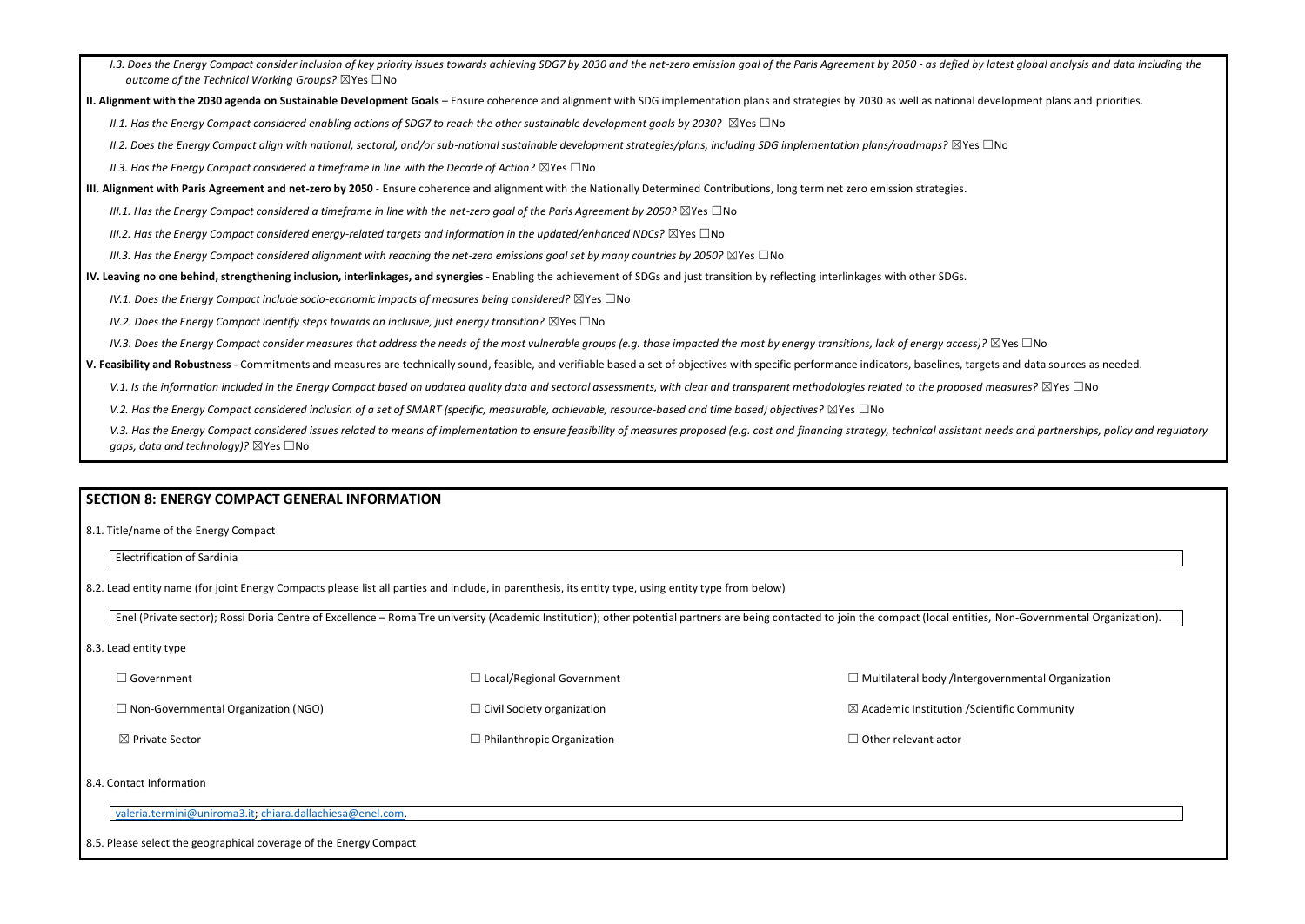*I.3. Does the Energy Compact consider inclusion of key priority issues towards achieving SDG7 by 2030 and the net-zero emission goal of the Paris Agreement by 2050 - as defied by latest global analysis and data including the outcome of the Technical Working Groups?* ☒Yes ☐No

**II. Alignment with the 2030 agenda on Sustainable Development Goals** – Ensure coherence and alignment with SDG implementation plans and strategies by 2030 as well as national development plans and priorities.

*II.1. Has the Energy Compact considered enabling actions of SDG7 to reach the other sustainable development goals by 2030?* ☒Yes ☐No

*II.2. Does the Energy Compact align with national, sectoral, and/or sub-national sustainable development strategies/plans, including SDG implementation plans/roadmaps?* ☒Yes ☐No

*II.3. Has the Energy Compact considered a timeframe in line with the Decade of Action?* ☒Yes ☐No

**III. Alignment with Paris Agreement and net-zero by 2050** - Ensure coherence and alignment with the Nationally Determined Contributions, long term net zero emission strategies.

*III.1. Has the Energy Compact considered a timeframe in line with the net-zero goal of the Paris Agreement by 2050?* ☒Yes ☐No

*III.2. Has the Energy Compact considered energy-related targets and information in the updated/enhanced NDCs?* ☒Yes ☐No

*III.3. Has the Energy Compact considered alignment with reaching the net-zero emissions goal set by many countries by 2050?* ☒Yes ☐No

**IV. Leaving no one behind, strengthening inclusion, interlinkages, and synergies** - Enabling the achievement of SDGs and just transition by reflecting interlinkages with other SDGs.

*IV.1. Does the Energy Compact include socio-economic impacts of measures being considered?* ☒Yes ☐No

*IV.2. Does the Energy Compact identify steps towards an inclusive, just energy transition?* ☒Yes ☐No

*IV.3. Does the Energy Compact consider measures that address the needs of the most vulnerable groups (e.g. those impacted the most by energy transitions, lack of energy access)?* ☒Yes ☐No

**V. Feasibility and Robustness -** Commitments and measures are technically sound, feasible, and verifiable based a set of objectives with specific performance indicators, baselines, targets and data sources as needed.

*V.1. Is the information included in the Energy Compact based on updated quality data and sectoral assessments, with clear and transparent methodologies related to the proposed measures?* ☒Yes ☐No

*V.2. Has the Energy Compact considered inclusion of a set of SMART (specific, measurable, achievable, resource-based and time based) objectives?* ☒Yes ☐No

*V.3. Has the Energy Compact considered issues related to means of implementation to ensure feasibility of measures proposed (e.g. cost and financing strategy, technical assistant needs and partnerships, policy and regulatory gaps, data and technology)?* ☒Yes ☐No

## SECTION 8: ENERGY COMPACT GENERAL INFORMATION

8.1. Title/name of the Energy Compact

Electrification of Sardinia

8.2. Lead entity name (for joint Energy Compacts please list all parties and include, in parenthesis, its entity type, using entity type from below)

Enel (Private sector); Rossi Doria Centre of Excellence – Roma Tre university (Academic Institution); other potential partners are being contacted to join the compact (local entities, Non-Governmental Organization).

8.3. Lead entity type

| | | |
|---|---|---|
| ☐ Government | ☐ Local/Regional Government | ☐ Multilateral body /Intergovernmental Organization |
| ☐ Non-Governmental Organization (NGO) | ☐ Civil Society organization | ☒ Academic Institution /Scientific Community |
| ☒ Private Sector | ☐ Philanthropic Organization | ☐ Other relevant actor |

8.4. Contact Information

valeria.termini@uniroma3.it; chiara.dallachiesa@enel.com.

8.5. Please select the geographical coverage of the Energy Compact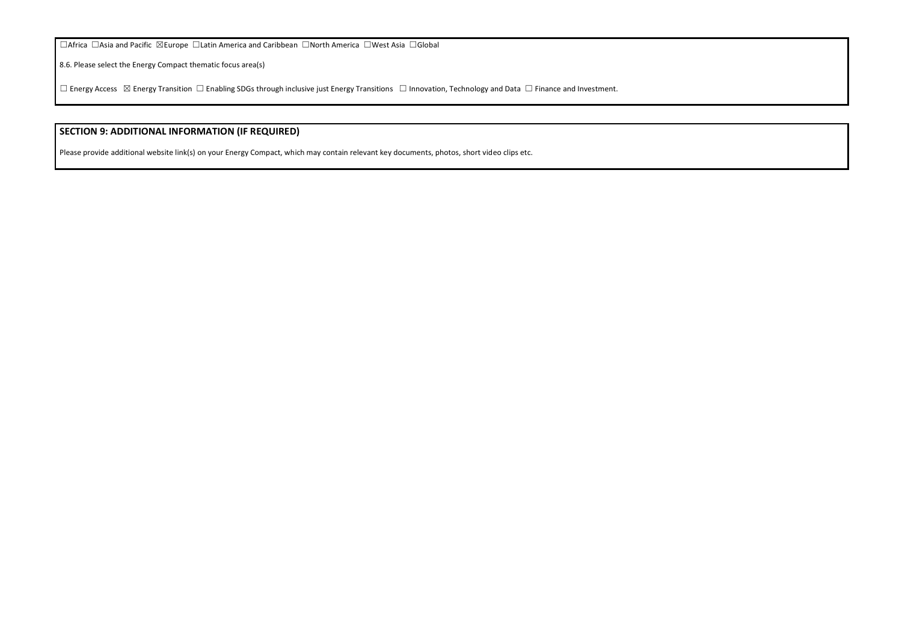☐Africa ☐Asia and Pacific ☒Europe ☐Latin America and Caribbean ☐North America ☐West Asia ☐Global

8.6. Please select the Energy Compact thematic focus area(s)

☐ Energy Access ☒ Energy Transition ☐ Enabling SDGs through inclusive just Energy Transitions ☐ Innovation, Technology and Data ☐ Finance and Investment.

## SECTION 9: ADDITIONAL INFORMATION (IF REQUIRED)

Please provide additional website link(s) on your Energy Compact, which may contain relevant key documents, photos, short video clips etc.